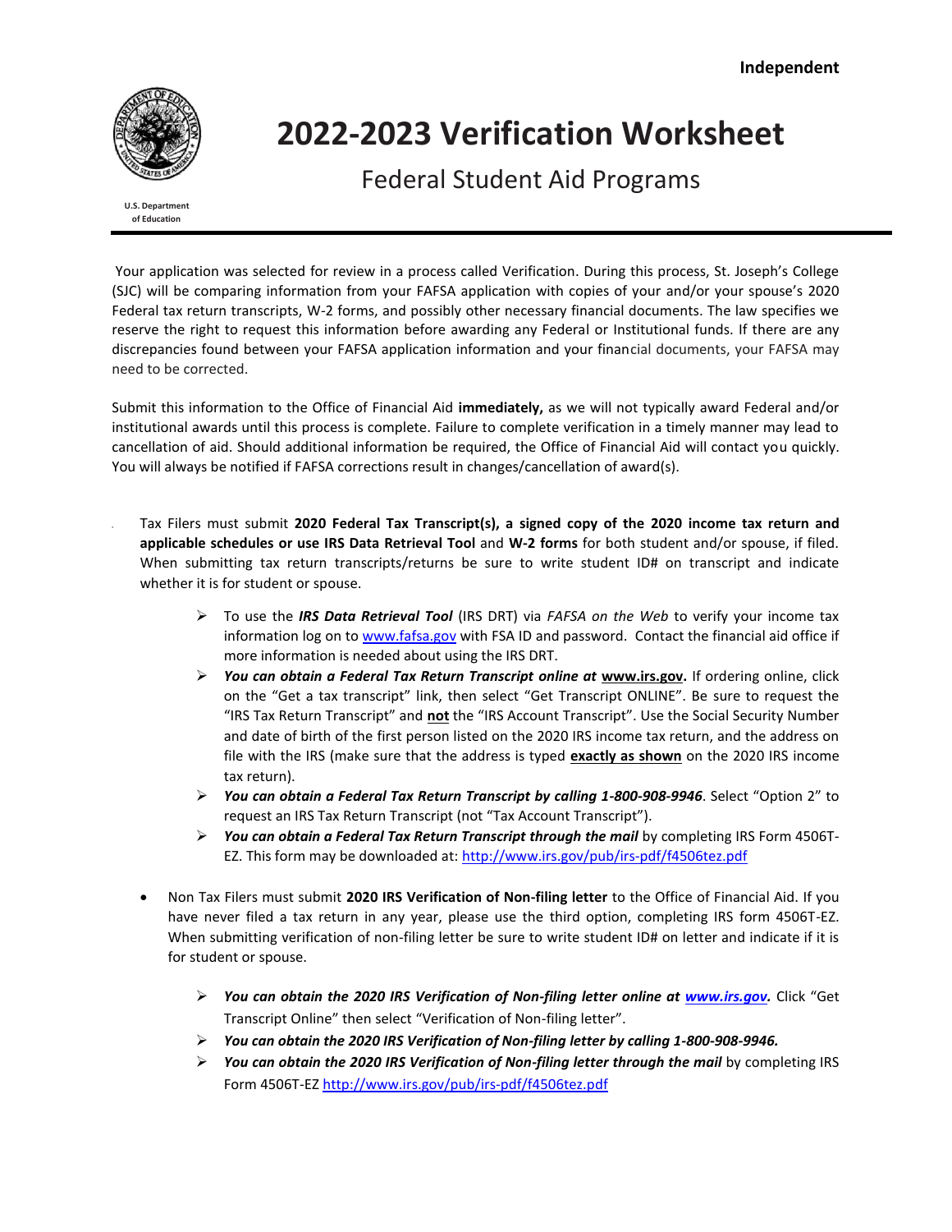**Independent**

U.S. Department of Education

# 2022-2023 Verification Worksheet

## Federal Student Aid Programs

Your application was selected for review in a process called Verification. During this process, St. Joseph's College (SJC) will be comparing information from your FAFSA application with copies of your and/or your spouse's 2020 Federal tax return transcripts, W-2 forms, and possibly other necessary financial documents. The law specifies we reserve the right to request this information before awarding any Federal or Institutional funds. If there are any discrepancies found between your FAFSA application information and your financial documents, your FAFSA may need to be corrected.

Submit this information to the Office of Financial Aid **immediately,** as we will not typically award Federal and/or institutional awards until this process is complete. Failure to complete verification in a timely manner may lead to cancellation of aid. Should additional information be required, the Office of Financial Aid will contact you quickly. You will always be notified if FAFSA corrections result in changes/cancellation of award(s).

- Tax Filers must submit **2020 Federal Tax Transcript(s), a signed copy of the 2020 income tax return and applicable schedules or use IRS Data Retrieval Tool** and **W-2 forms** for both student and/or spouse, if filed. When submitting tax return transcripts/returns be sure to write student ID# on transcript and indicate whether it is for student or spouse.
  - To use the ***IRS Data Retrieval Tool*** (IRS DRT) via *FAFSA on the Web* to verify your income tax information log on to www.fafsa.gov with FSA ID and password. Contact the financial aid office if more information is needed about using the IRS DRT.
  - ***You can obtain a Federal Tax Return Transcript online at*** **www.irs.gov.** If ordering online, click on the "Get a tax transcript" link, then select "Get Transcript ONLINE". Be sure to request the "IRS Tax Return Transcript" and **not** the "IRS Account Transcript". Use the Social Security Number and date of birth of the first person listed on the 2020 IRS income tax return, and the address on file with the IRS (make sure that the address is typed **exactly as shown** on the 2020 IRS income tax return).
  - ***You can obtain a Federal Tax Return Transcript by calling 1-800-908-9946***. Select "Option 2" to request an IRS Tax Return Transcript (not "Tax Account Transcript").
  - ***You can obtain a Federal Tax Return Transcript through the mail*** by completing IRS Form 4506T-EZ. This form may be downloaded at: http://www.irs.gov/pub/irs-pdf/f4506tez.pdf

- Non Tax Filers must submit **2020 IRS Verification of Non-filing letter** to the Office of Financial Aid. If you have never filed a tax return in any year, please use the third option, completing IRS form 4506T-EZ. When submitting verification of non-filing letter be sure to write student ID# on letter and indicate if it is for student or spouse.
  - ***You can obtain the 2020 IRS Verification of Non-filing letter online at www.irs.gov.*** Click "Get Transcript Online" then select "Verification of Non-filing letter".
  - ***You can obtain the 2020 IRS Verification of Non-filing letter by calling 1-800-908-9946.***
  - ***You can obtain the 2020 IRS Verification of Non-filing letter through the mail*** by completing IRS Form 4506T-EZ http://www.irs.gov/pub/irs-pdf/f4506tez.pdf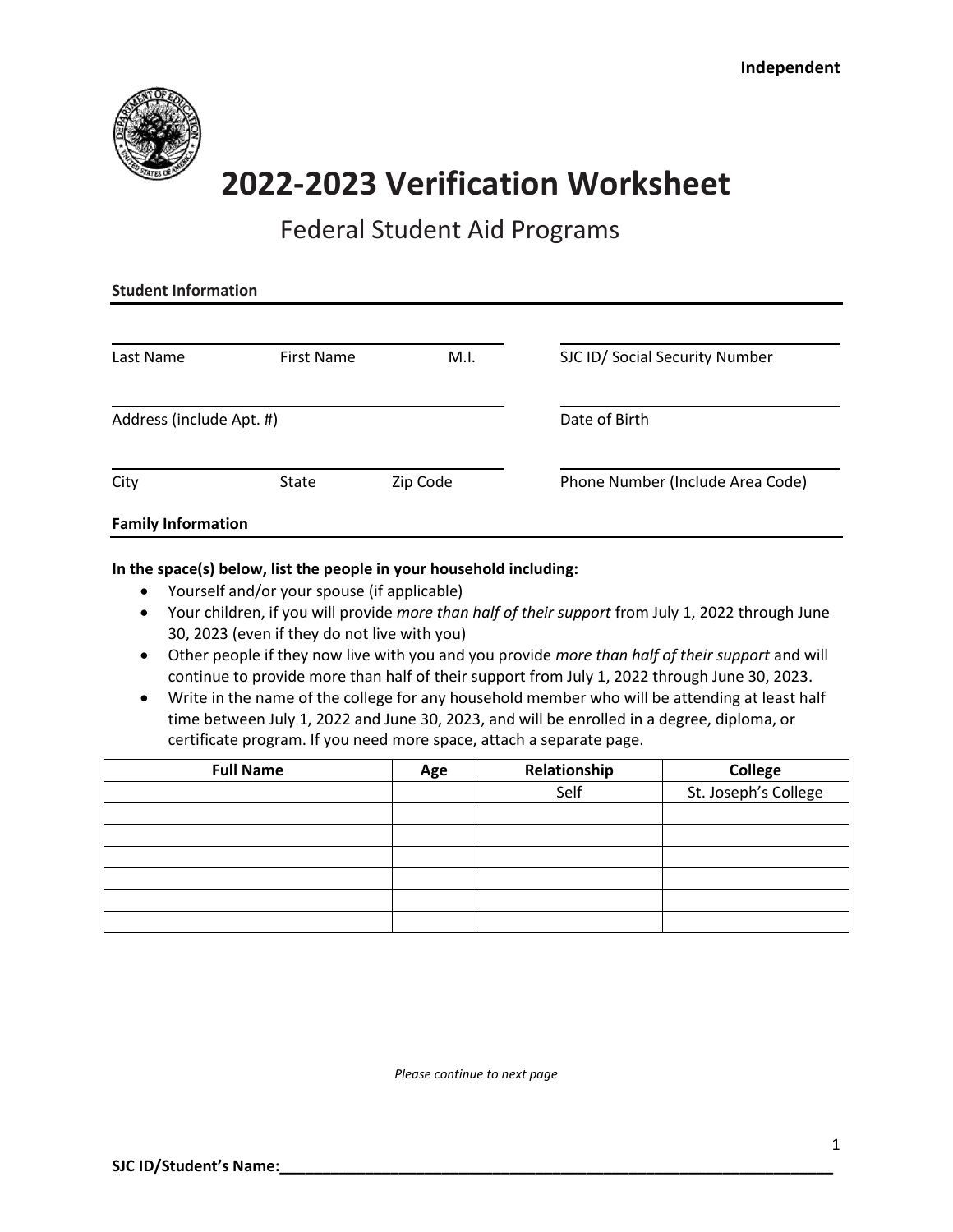Independent

# 2022-2023 Verification Worksheet

## Federal Student Aid Programs

**Student Information**

Last Name First Name M.I.

SJC ID/ Social Security Number

Address (include Apt. #)

Date of Birth

City State Zip Code

Phone Number (Include Area Code)

**Family Information**

**In the space(s) below, list the people in your household including:**

- Yourself and/or your spouse (if applicable)
- Your children, if you will provide *more than half of their support* from July 1, 2022 through June 30, 2023 (even if they do not live with you)
- Other people if they now live with you and you provide *more than half of their support* and will continue to provide more than half of their support from July 1, 2022 through June 30, 2023.
- Write in the name of the college for any household member who will be attending at least half time between July 1, 2022 and June 30, 2023, and will be enrolled in a degree, diploma, or certificate program. If you need more space, attach a separate page.

| Full Name | Age | Relationship | College |
|---|---|---|---|
| | | Self | St. Joseph's College |
| | | | |
| | | | |
| | | | |
| | | | |
| | | | |
| | | | |

*Please continue to next page*

**SJC ID/Student's Name:**______________________________________________________________________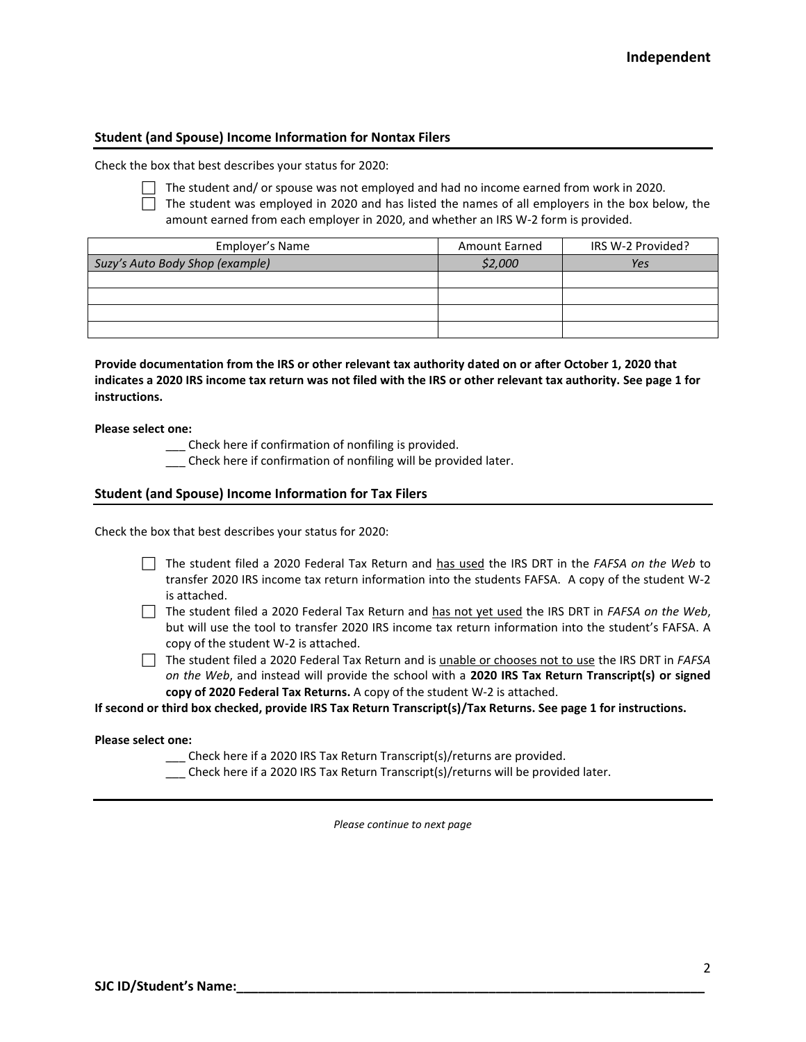**Independent**

## Student (and Spouse) Income Information for Nontax Filers

Check the box that best describes your status for 2020:

- ☐ The student and/ or spouse was not employed and had no income earned from work in 2020.
- ☐ The student was employed in 2020 and has listed the names of all employers in the box below, the amount earned from each employer in 2020, and whether an IRS W-2 form is provided.

| Employer's Name | Amount Earned | IRS W-2 Provided? |
|---|---|---|
| *Suzy's Auto Body Shop (example)* | *$2,000* | *Yes* |
| | | |
| | | |
| | | |
| | | |

**Provide documentation from the IRS or other relevant tax authority dated on or after October 1, 2020 that indicates a 2020 IRS income tax return was not filed with the IRS or other relevant tax authority. See page 1 for instructions.**

**Please select one:**

___ Check here if confirmation of nonfiling is provided.

___ Check here if confirmation of nonfiling will be provided later.

## Student (and Spouse) Income Information for Tax Filers

Check the box that best describes your status for 2020:

- ☐ The student filed a 2020 Federal Tax Return and has used the IRS DRT in the *FAFSA on the Web* to transfer 2020 IRS income tax return information into the students FAFSA. A copy of the student W-2 is attached.
- ☐ The student filed a 2020 Federal Tax Return and has not yet used the IRS DRT in *FAFSA on the Web*, but will use the tool to transfer 2020 IRS income tax return information into the student's FAFSA. A copy of the student W-2 is attached.
- ☐ The student filed a 2020 Federal Tax Return and is unable or chooses not to use the IRS DRT in *FAFSA on the Web*, and instead will provide the school with a **2020 IRS Tax Return Transcript(s) or signed copy of 2020 Federal Tax Returns.** A copy of the student W-2 is attached.

**If second or third box checked, provide IRS Tax Return Transcript(s)/Tax Returns. See page 1 for instructions.**

**Please select one:**

___ Check here if a 2020 IRS Tax Return Transcript(s)/returns are provided.

___ Check here if a 2020 IRS Tax Return Transcript(s)/returns will be provided later.

*Please continue to next page*

**SJC ID/Student's Name:**_______________________________________________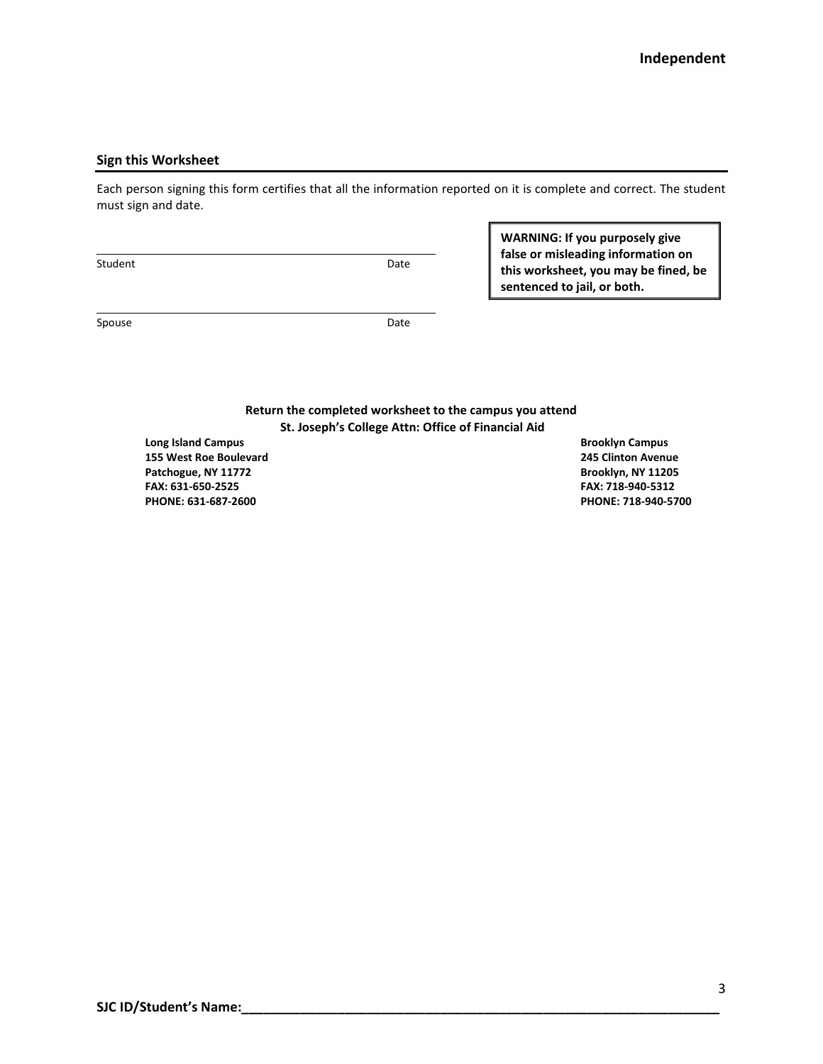**Independent**

## Sign this Worksheet

Each person signing this form certifies that all the information reported on it is complete and correct. The student must sign and date.

\_\_\_\_\_\_\_\_\_\_\_\_\_\_\_\_\_\_\_\_\_\_\_\_\_\_\_\_\_\_\_\_\_\_\_\_\_\_\_\_\_\_\_\_\_\_\_\_\_\_\_\_
Student                                        Date

\_\_\_\_\_\_\_\_\_\_\_\_\_\_\_\_\_\_\_\_\_\_\_\_\_\_\_\_\_\_\_\_\_\_\_\_\_\_\_\_\_\_\_\_\_\_\_\_\_\_\_\_
Spouse                                        Date

**WARNING: If you purposely give false or misleading information on this worksheet, you may be fined, be sentenced to jail, or both.**

**Return the completed worksheet to the campus you attend**
**St. Joseph's College Attn: Office of Financial Aid**

**Long Island Campus**
**155 West Roe Boulevard**
**Patchogue, NY 11772**
**FAX: 631-650-2525**
**PHONE: 631-687-2600**

**Brooklyn Campus**
**245 Clinton Avenue**
**Brooklyn, NY 11205**
**FAX: 718-940-5312**
**PHONE: 718-940-5700**

**SJC ID/Student's Name:**\_\_\_\_\_\_\_\_\_\_\_\_\_\_\_\_\_\_\_\_\_\_\_\_\_\_\_\_\_\_\_\_\_\_\_\_\_\_\_\_\_\_\_\_\_\_\_\_\_\_\_\_\_\_\_\_\_\_\_\_